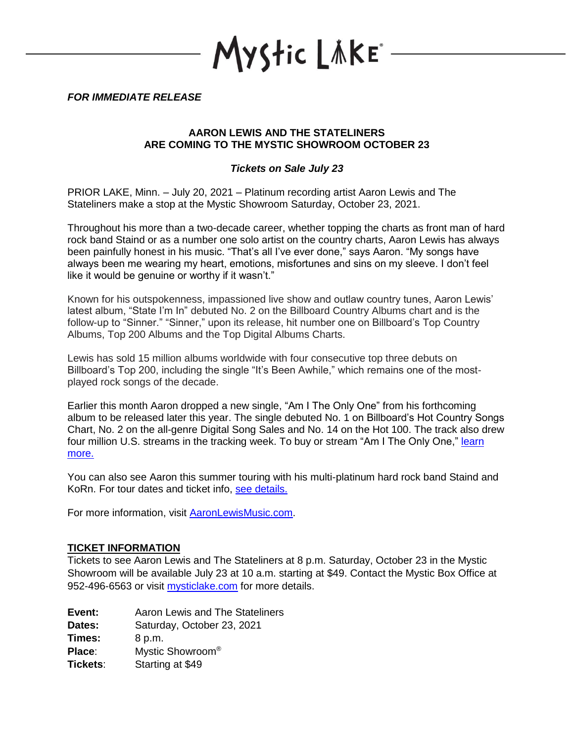# Mystic Lake

***FOR IMMEDIATE RELEASE***

## AARON LEWIS AND THE STATELINERS ARE COMING TO THE MYSTIC SHOWROOM OCTOBER 23

***Tickets on Sale July 23***

PRIOR LAKE, Minn. – July 20, 2021 – Platinum recording artist Aaron Lewis and The Stateliners make a stop at the Mystic Showroom Saturday, October 23, 2021.

Throughout his more than a two-decade career, whether topping the charts as front man of hard rock band Staind or as a number one solo artist on the country charts, Aaron Lewis has always been painfully honest in his music. "That's all I've ever done," says Aaron. "My songs have always been me wearing my heart, emotions, misfortunes and sins on my sleeve. I don't feel like it would be genuine or worthy if it wasn't."

Known for his outspokenness, impassioned live show and outlaw country tunes, Aaron Lewis' latest album, "State I'm In" debuted No. 2 on the Billboard Country Albums chart and is the follow-up to "Sinner." "Sinner," upon its release, hit number one on Billboard's Top Country Albums, Top 200 Albums and the Top Digital Albums Charts.

Lewis has sold 15 million albums worldwide with four consecutive top three debuts on Billboard's Top 200, including the single "It's Been Awhile," which remains one of the most-played rock songs of the decade.

Earlier this month Aaron dropped a new single, "Am I The Only One" from his forthcoming album to be released later this year. The single debuted No. 1 on Billboard's Hot Country Songs Chart, No. 2 on the all-genre Digital Song Sales and No. 14 on the Hot 100. The track also drew four million U.S. streams in the tracking week. To buy or stream "Am I The Only One," learn more.

You can also see Aaron this summer touring with his multi-platinum hard rock band Staind and KoRn. For tour dates and ticket info, see details.

For more information, visit AaronLewisMusic.com.

## TICKET INFORMATION

Tickets to see Aaron Lewis and The Stateliners at 8 p.m. Saturday, October 23 in the Mystic Showroom will be available July 23 at 10 a.m. starting at $49. Contact the Mystic Box Office at 952-496-6563 or visit mysticlake.com for more details.

**Event:** Aaron Lewis and The Stateliners
**Dates:** Saturday, October 23, 2021
**Times:** 8 p.m.
**Place:** Mystic Showroom®
**Tickets:** Starting at $49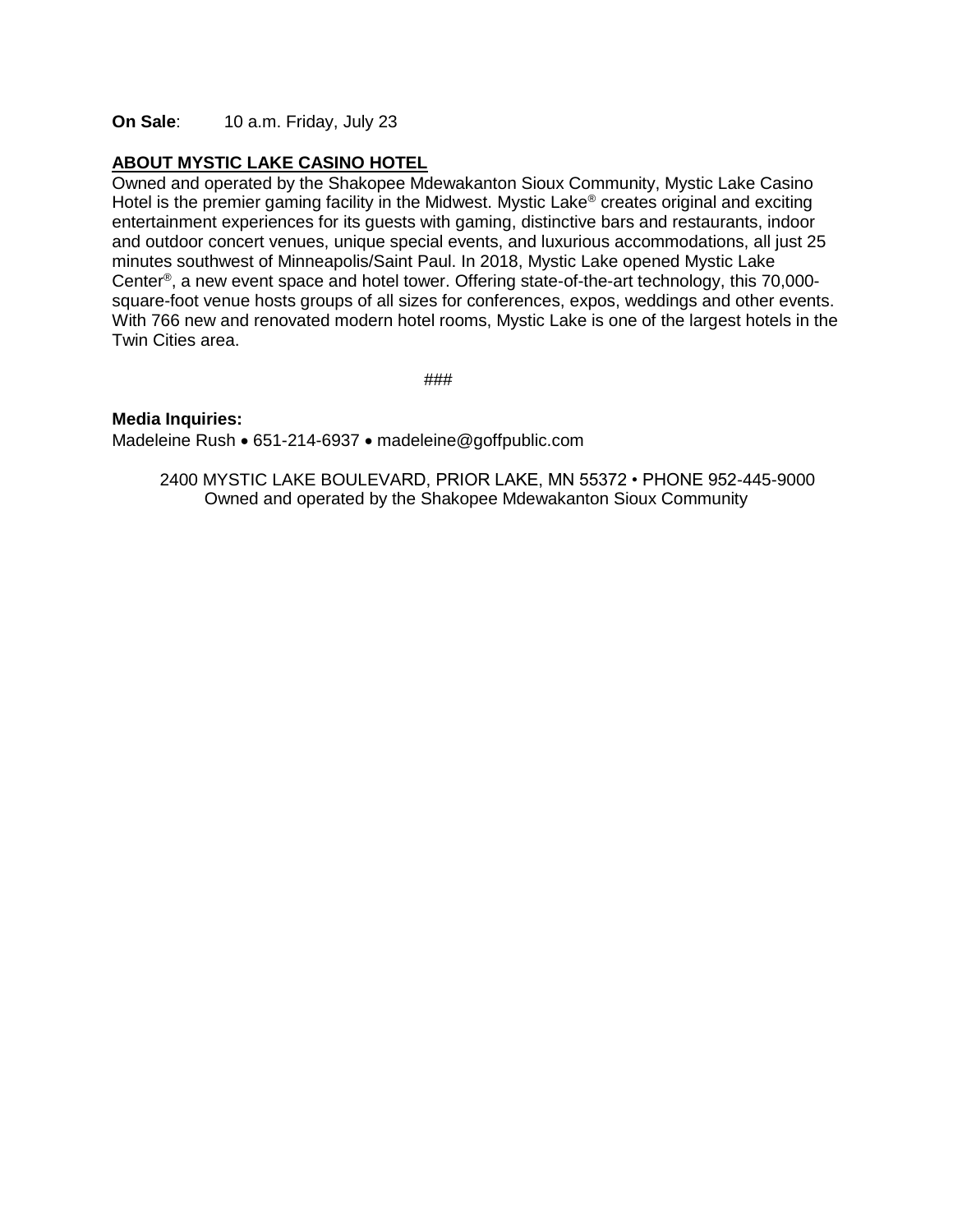**On Sale**: 10 a.m. Friday, July 23

**ABOUT MYSTIC LAKE CASINO HOTEL**

Owned and operated by the Shakopee Mdewakanton Sioux Community, Mystic Lake Casino Hotel is the premier gaming facility in the Midwest. Mystic Lake® creates original and exciting entertainment experiences for its guests with gaming, distinctive bars and restaurants, indoor and outdoor concert venues, unique special events, and luxurious accommodations, all just 25 minutes southwest of Minneapolis/Saint Paul. In 2018, Mystic Lake opened Mystic Lake Center®, a new event space and hotel tower. Offering state-of-the-art technology, this 70,000-square-foot venue hosts groups of all sizes for conferences, expos, weddings and other events. With 766 new and renovated modern hotel rooms, Mystic Lake is one of the largest hotels in the Twin Cities area.

###

**Media Inquiries:**

Madeleine Rush • 651-214-6937 • madeleine@goffpublic.com

2400 MYSTIC LAKE BOULEVARD, PRIOR LAKE, MN 55372 • PHONE 952-445-9000
Owned and operated by the Shakopee Mdewakanton Sioux Community